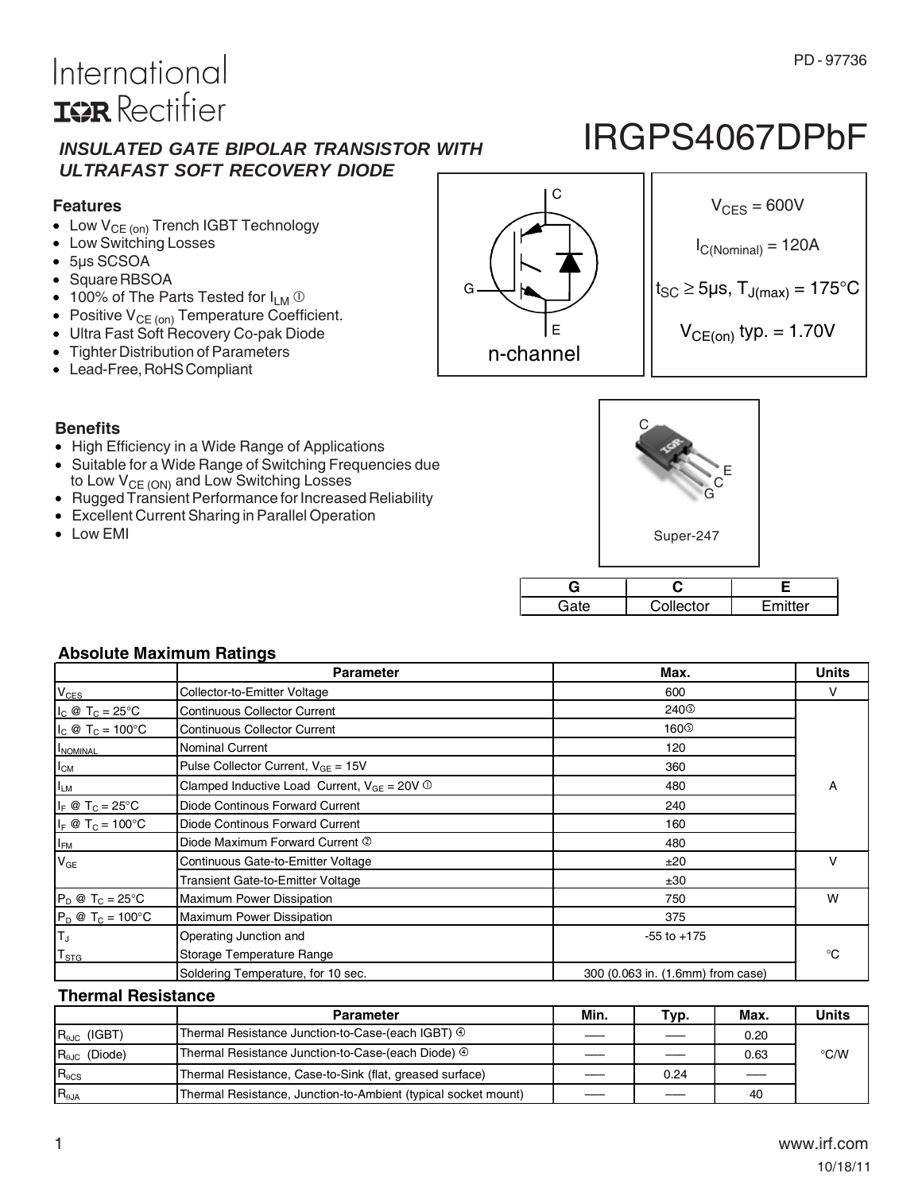International
IOR Rectifier

PD - 97736

# IRGPS4067DPbF

***INSULATED GATE BIPOLAR TRANSISTOR WITH ULTRAFAST SOFT RECOVERY DIODE***

### Features

- Low $V_{CE\ (on)}$ Trench IGBT Technology
- Low Switching Losses
- 5µs SCSOA
- Square RBSOA
- 100% of The Parts Tested for $I_{LM}$ ①
- Positive $V_{CE\ (on)}$ Temperature Coefficient.
- Ultra Fast Soft Recovery Co-pak Diode
- Tighter Distribution of Parameters
- Lead-Free, RoHS Compliant

C
G
E
n-channel

$V_{CES}$ = 600V

$I_{C(Nominal)}$ = 120A

$t_{SC} \geq$ 5µs, $T_{J(max)}$ = 175°C

$V_{CE(on)}$ typ. = 1.70V

### Benefits

- High Efficiency in a Wide Range of Applications
- Suitable for a Wide Range of Switching Frequencies due to Low $V_{CE\ (ON)}$ and Low Switching Losses
- Rugged Transient Performance for Increased Reliability
- Excellent Current Sharing in Parallel Operation
- Low EMI

Super-247

| G | C | E |
|---|---|---|
| Gate | Collector | Emitter |

### Absolute Maximum Ratings

| | Parameter | Max. | Units |
|---|---|---|---|
| $V_{CES}$ | Collector-to-Emitter Voltage | 600 | V |
| $I_C$ @ $T_C$ = 25°C | Continuous Collector Current | 240⑤ | A |
| $I_C$ @ $T_C$ = 100°C | Continuous Collector Current | 160⑤ | |
| $I_{NOMINAL}$ | Nominal Current | 120 | |
| $I_{CM}$ | Pulse Collector Current, $V_{GE}$ = 15V | 360 | |
| $I_{LM}$ | Clamped Inductive Load Current, $V_{GE}$ = 20V ① | 480 | |
| $I_F$ @ $T_C$ = 25°C | Diode Continous Forward Current | 240 | |
| $I_F$ @ $T_C$ = 100°C | Diode Continous Forward Current | 160 | |
| $I_{FM}$ | Diode Maximum Forward Current ② | 480 | |
| $V_{GE}$ | Continuous Gate-to-Emitter Voltage | ±20 | V |
| | Transient Gate-to-Emitter Voltage | ±30 | |
| $P_D$ @ $T_C$ = 25°C | Maximum Power Dissipation | 750 | W |
| $P_D$ @ $T_C$ = 100°C | Maximum Power Dissipation | 375 | |
| $T_J$ | Operating Junction and | -55 to +175 | °C |
| $T_{STG}$ | Storage Temperature Range | | |
| | Soldering Temperature, for 10 sec. | 300 (0.063 in. (1.6mm) from case) | |

### Thermal Resistance

| | Parameter | Min. | Typ. | Max. | Units |
|---|---|---|---|---|---|
| $R_{\theta JC}$ (IGBT) | Thermal Resistance Junction-to-Case-(each IGBT) ④ | — | — | 0.20 | °C/W |
| $R_{\theta JC}$ (Diode) | Thermal Resistance Junction-to-Case-(each Diode) ④ | — | — | 0.63 | |
| $R_{\theta CS}$ | Thermal Resistance, Case-to-Sink (flat, greased surface) | — | 0.24 | — | |
| $R_{\theta JA}$ | Thermal Resistance, Junction-to-Ambient (typical socket mount) | — | — | 40 | |

www.irf.com

10/18/11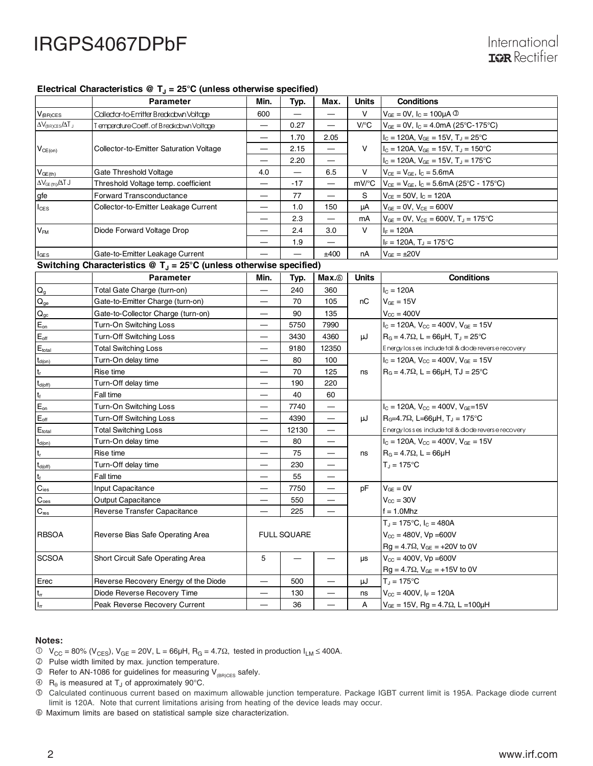### Electrical Characteristics @ $T_J$ = 25°C (unless otherwise specified)

| | Parameter | Min. | Typ. | Max. | Units | Conditions |
|---|---|---|---|---|---|---|
| $V_{(BR)CES}$ | Collector-to-Emitter Breakdown Voltage | 600 | — | — | V | $V_{GE}$ = 0V, $I_C$ = 100μA ③ |
| $\Delta V_{(BR)CES}/\Delta T_J$ | Temperature Coeff. of Breakdown Voltage | — | 0.27 | — | V/°C | $V_{GE}$ = 0V, $I_C$ = 4.0mA (25°C-175°C) |
| $V_{CE(on)}$ | Collector-to-Emitter Saturation Voltage | — | 1.70 | 2.05 | V | $I_C$ = 120A, $V_{GE}$ = 15V, $T_J$ = 25°C |
| | | — | 2.15 | — | | $I_C$ = 120A, $V_{GE}$ = 15V, $T_J$ = 150°C |
| | | — | 2.20 | — | | $I_C$ = 120A, $V_{GE}$ = 15V, $T_J$ = 175°C |
| $V_{GE(th)}$ | Gate Threshold Voltage | 4.0 | — | 6.5 | V | $V_{CE} = V_{GE}$, $I_C$ = 5.6mA |
| $\Delta V_{GE(th)}/\Delta TJ$ | Threshold Voltage temp. coefficient | — | -17 | — | mV/°C | $V_{CE} = V_{GE}$, $I_C$ = 5.6mA (25°C - 175°C) |
| gfe | Forward Transconductance | — | 77 | — | S | $V_{CE}$ = 50V, $I_C$ = 120A |
| $I_{CES}$ | Collector-to-Emitter Leakage Current | — | 1.0 | 150 | μA | $V_{GE}$ = 0V, $V_{CE}$ = 600V |
| | | — | 2.3 | — | mA | $V_{GE}$ = 0V, $V_{CE}$ = 600V, $T_J$ = 175°C |
| $V_{FM}$ | Diode Forward Voltage Drop | — | 2.4 | 3.0 | V | $I_F$ = 120A |
| | | — | 1.9 | — | | $I_F$ = 120A, $T_J$ = 175°C |
| $I_{GES}$ | Gate-to-Emitter Leakage Current | — | — | ±400 | nA | $V_{GE}$ = ±20V |

### Switching Characteristics @ $T_J$ = 25°C (unless otherwise specified)

| | Parameter | Min. | Typ. | Max.⑥ | Units | Conditions |
|---|---|---|---|---|---|---|
| $Q_g$ | Total Gate Charge (turn-on) | — | 240 | 360 | nC | $I_C$ = 120A |
| $Q_{ge}$ | Gate-to-Emitter Charge (turn-on) | — | 70 | 105 | | $V_{GE}$ = 15V |
| $Q_{gc}$ | Gate-to-Collector Charge (turn-on) | — | 90 | 135 | | $V_{CC}$ = 400V |
| $E_{on}$ | Turn-On Switching Loss | — | 5750 | 7990 | μJ | $I_C$ = 120A, $V_{CC}$ = 400V, $V_{GE}$ = 15V |
| $E_{off}$ | Turn-Off Switching Loss | — | 3430 | 4360 | | $R_G$ = 4.7Ω, L = 66μH, $T_J$ = 25°C |
| $E_{total}$ | Total Switching Loss | — | 9180 | 12350 | | Energy losses include tail & diode reverse recovery |
| $t_{d(on)}$ | Turn-On delay time | — | 80 | 100 | ns | $I_C$ = 120A, $V_{CC}$ = 400V, $V_{GE}$ = 15V |
| $t_r$ | Rise time | — | 70 | 125 | | $R_G$ = 4.7Ω, L = 66μH, TJ = 25°C |
| $t_{d(off)}$ | Turn-Off delay time | — | 190 | 220 | | |
| $t_f$ | Fall time | — | 40 | 60 | | |
| $E_{on}$ | Turn-On Switching Loss | — | 7740 | — | μJ | $I_C$ = 120A, $V_{CC}$ = 400V, $V_{GE}$=15V |
| $E_{off}$ | Turn-Off Switching Loss | — | 4390 | — | | $R_G$=4.7Ω, L=66μH, $T_J$ = 175°C |
| $E_{total}$ | Total Switching Loss | — | 12130 | — | | Energy losses include tail & diode reverse recovery |
| $t_{d(on)}$ | Turn-On delay time | — | 80 | — | ns | $I_C$ = 120A, $V_{CC}$ = 400V, $V_{GE}$ = 15V |
| $t_r$ | Rise time | — | 75 | — | | $R_G$ = 4.7Ω, L = 66μH |
| $t_{d(off)}$ | Turn-Off delay time | — | 230 | — | | $T_J$ = 175°C |
| $t_f$ | Fall time | — | 55 | — | | |
| $C_{ies}$ | Input Capacitance | — | 7750 | — | pF | $V_{GE}$ = 0V |
| $C_{oes}$ | Output Capacitance | — | 550 | — | | $V_{CC}$ = 30V |
| $C_{res}$ | Reverse Transfer Capacitance | — | 225 | — | | f = 1.0Mhz |
| RBSOA | Reverse Bias Safe Operating Area | FULL SQUARE | | | | $T_J$ = 175°C, $I_C$ = 480A<br>$V_{CC}$ = 480V, Vp =600V<br>Rg = 4.7Ω, $V_{GE}$ = +20V to 0V |
| SCSOA | Short Circuit Safe Operating Area | 5 | — | — | μs | $V_{CC}$ = 400V, Vp =600V<br>Rg = 4.7Ω, $V_{GE}$ = +15V to 0V |
| Erec | Reverse Recovery Energy of the Diode | — | 500 | — | μJ | $T_J$ = 175°C |
| $t_{rr}$ | Diode Reverse Recovery Time | — | 130 | — | ns | $V_{CC}$ = 400V, $I_F$ = 120A |
| $I_{rr}$ | Peak Reverse Recovery Current | — | 36 | — | A | $V_{GE}$ = 15V, Rg = 4.7Ω, L =100μH |

**Notes:**

① $V_{CC}$ = 80% ($V_{CES}$), $V_{GE}$ = 20V, L = 66μH, $R_G$ = 4.7Ω, tested in production $I_{LM} \leq$ 400A.
② Pulse width limited by max. junction temperature.
③ Refer to AN-1086 for guidelines for measuring $V_{(BR)CES}$ safely.
④ $R_\theta$ is measured at $T_J$ of approximately 90°C.
⑤ Calculated continuous current based on maximum allowable junction temperature. Package IGBT current limit is 195A. Package diode current limit is 120A. Note that current limitations arising from heating of the device leads may occur.
⑥ Maximum limits are based on statistical sample size characterization.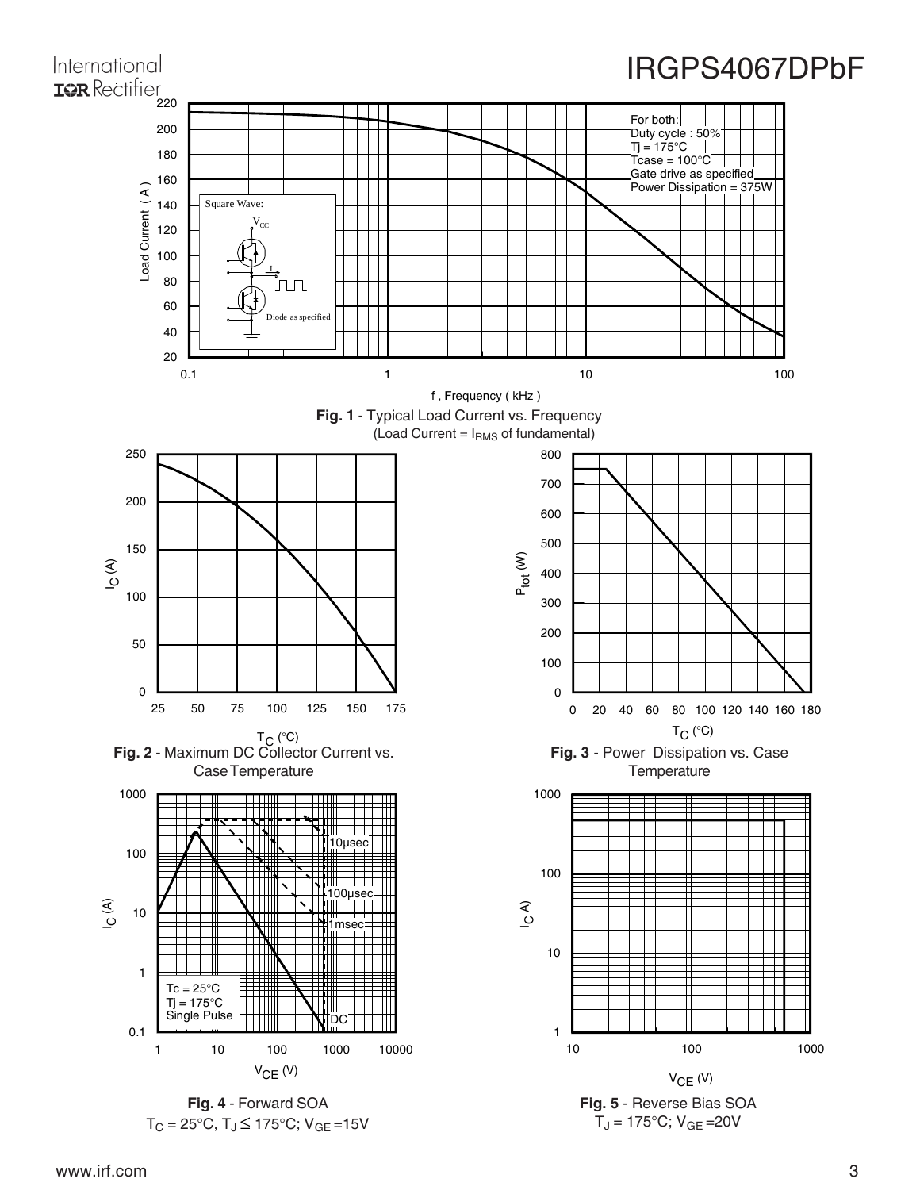For both:
Duty cycle : 50%
Tj = 175°C
Tcase = 100°C
Gate drive as specified
Power Dissipation = 375W

Square Wave:

$V_{CC}$

I

Diode as specified

**Fig. 1** - Typical Load Current vs. Frequency
(Load Current = $I_{RMS}$ of fundamental)

**Fig. 2** - Maximum DC Collector Current vs. Case Temperature

**Fig. 3** - Power Dissipation vs. Case Temperature

Tc = 25°C
Tj = 175°C
Single Pulse

10µsec
100µsec
1msec
DC

**Fig. 4** - Forward SOA
$T_C$ = 25°C, $T_J \leq$ 175°C; $V_{GE}$ =15V

**Fig. 5** - Reverse Bias SOA
$T_J$ = 175°C; $V_{GE}$ =20V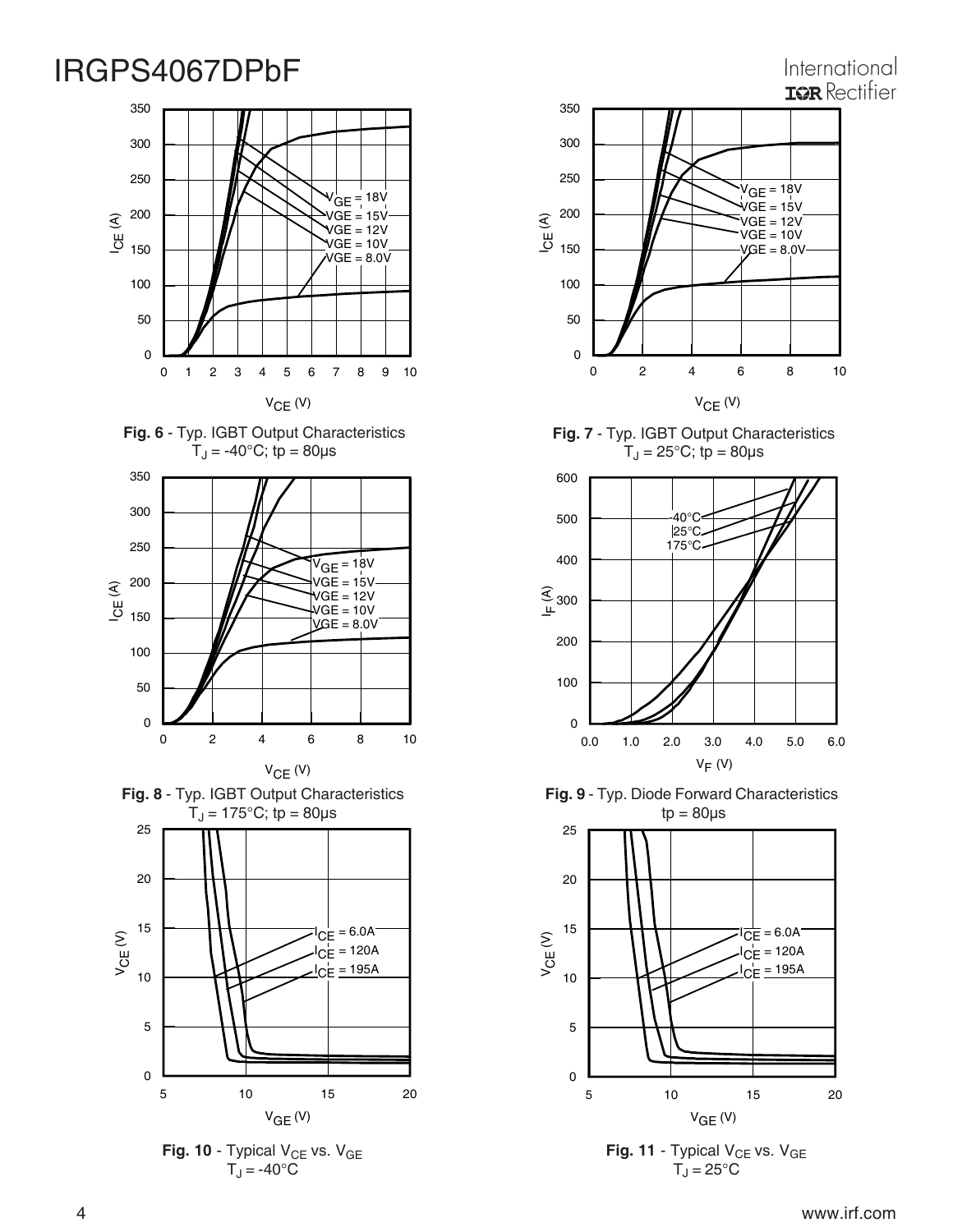**Fig. 6** - Typ. IGBT Output Characteristics
$T_J$ = -40°C; tp = 80µs

**Fig. 7** - Typ. IGBT Output Characteristics
$T_J$ = 25°C; tp = 80µs

**Fig. 8** - Typ. IGBT Output Characteristics
$T_J$ = 175°C; tp = 80µs

**Fig. 9** - Typ. Diode Forward Characteristics
tp = 80µs

**Fig. 10** - Typical $V_{CE}$ vs. $V_{GE}$
$T_J$ = -40°C

**Fig. 11** - Typical $V_{CE}$ vs. $V_{GE}$
$T_J$ = 25°C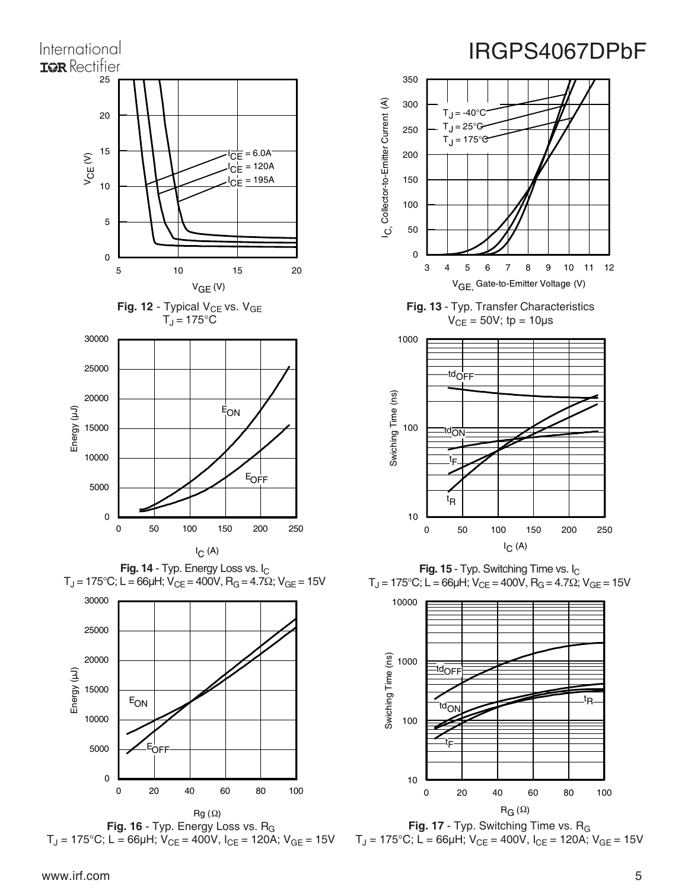Fig. 12 - Typical $V_{CE}$ vs. $V_{GE}$
$T_J = 175°C$

Fig. 13 - Typ. Transfer Characteristics
$V_{CE} = 50V$; tp = 10µs

Fig. 14 - Typ. Energy Loss vs. $I_C$
$T_J = 175°C$; L = 66µH; $V_{CE} = 400V$, $R_G = 4.7\Omega$; $V_{GE} = 15V$

Fig. 15 - Typ. Switching Time vs. $I_C$
$T_J = 175°C$; L = 66µH; $V_{CE} = 400V$, $R_G = 4.7\Omega$; $V_{GE} = 15V$

Fig. 16 - Typ. Energy Loss vs. $R_G$
$T_J = 175°C$; L = 66µH; $V_{CE} = 400V$, $I_{CE} = 120A$; $V_{GE} = 15V$

Fig. 17 - Typ. Switching Time vs. $R_G$
$T_J = 175°C$; L = 66µH; $V_{CE} = 400V$, $I_{CE} = 120A$; $V_{GE} = 15V$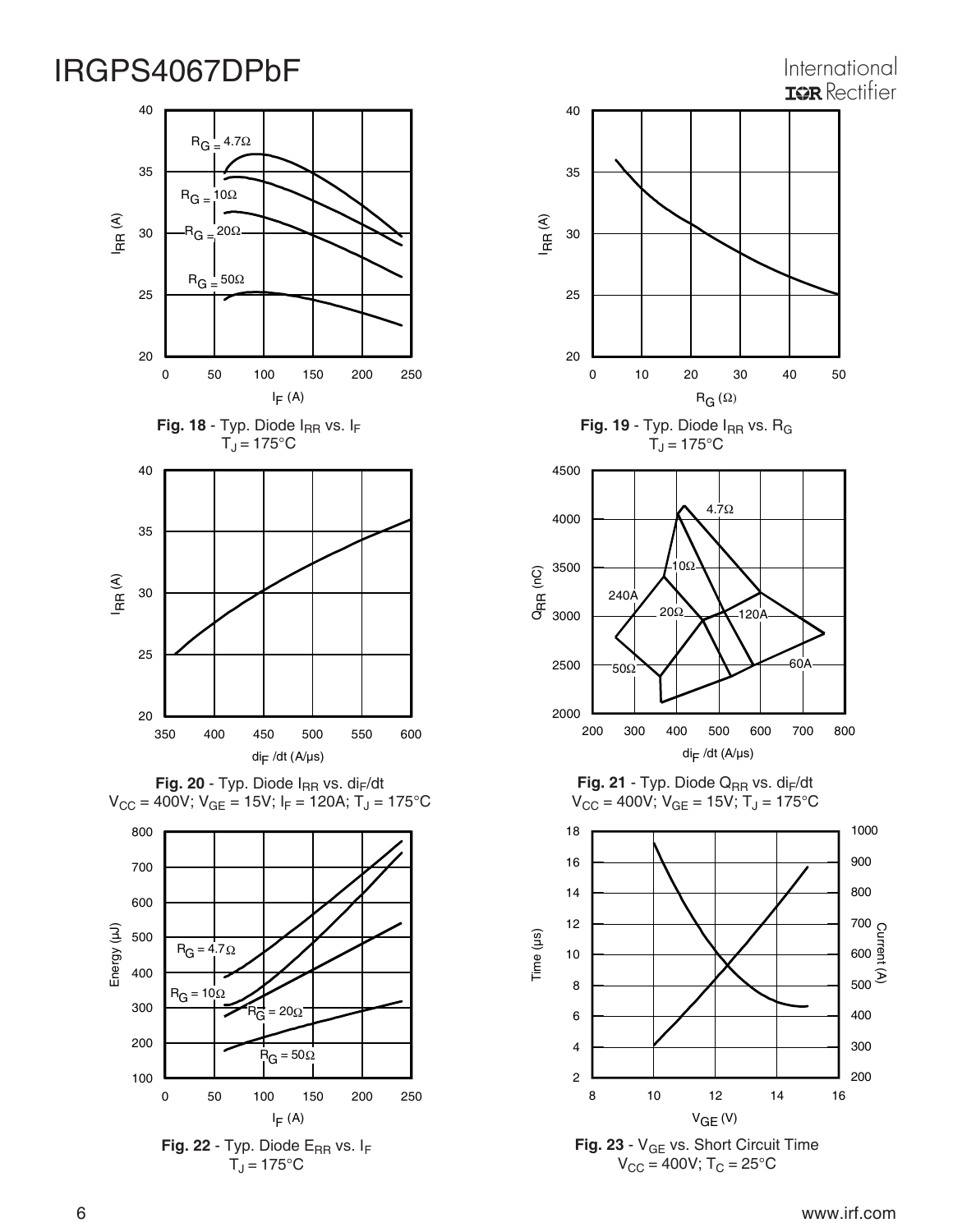**Fig. 18** - Typ. Diode $I_{RR}$ vs. $I_F$
$T_J = 175°C$

**Fig. 19** - Typ. Diode $I_{RR}$ vs. $R_G$
$T_J = 175°C$

**Fig. 20** - Typ. Diode $I_{RR}$ vs. $di_F/dt$
$V_{CC} = 400V$; $V_{GE} = 15V$; $I_F = 120A$; $T_J = 175°C$

**Fig. 21** - Typ. Diode $Q_{RR}$ vs. $di_F/dt$
$V_{CC} = 400V$; $V_{GE} = 15V$; $T_J = 175°C$

**Fig. 22** - Typ. Diode $E_{RR}$ vs. $I_F$
$T_J = 175°C$

**Fig. 23** - $V_{GE}$ vs. Short Circuit Time
$V_{CC} = 400V$; $T_C = 25°C$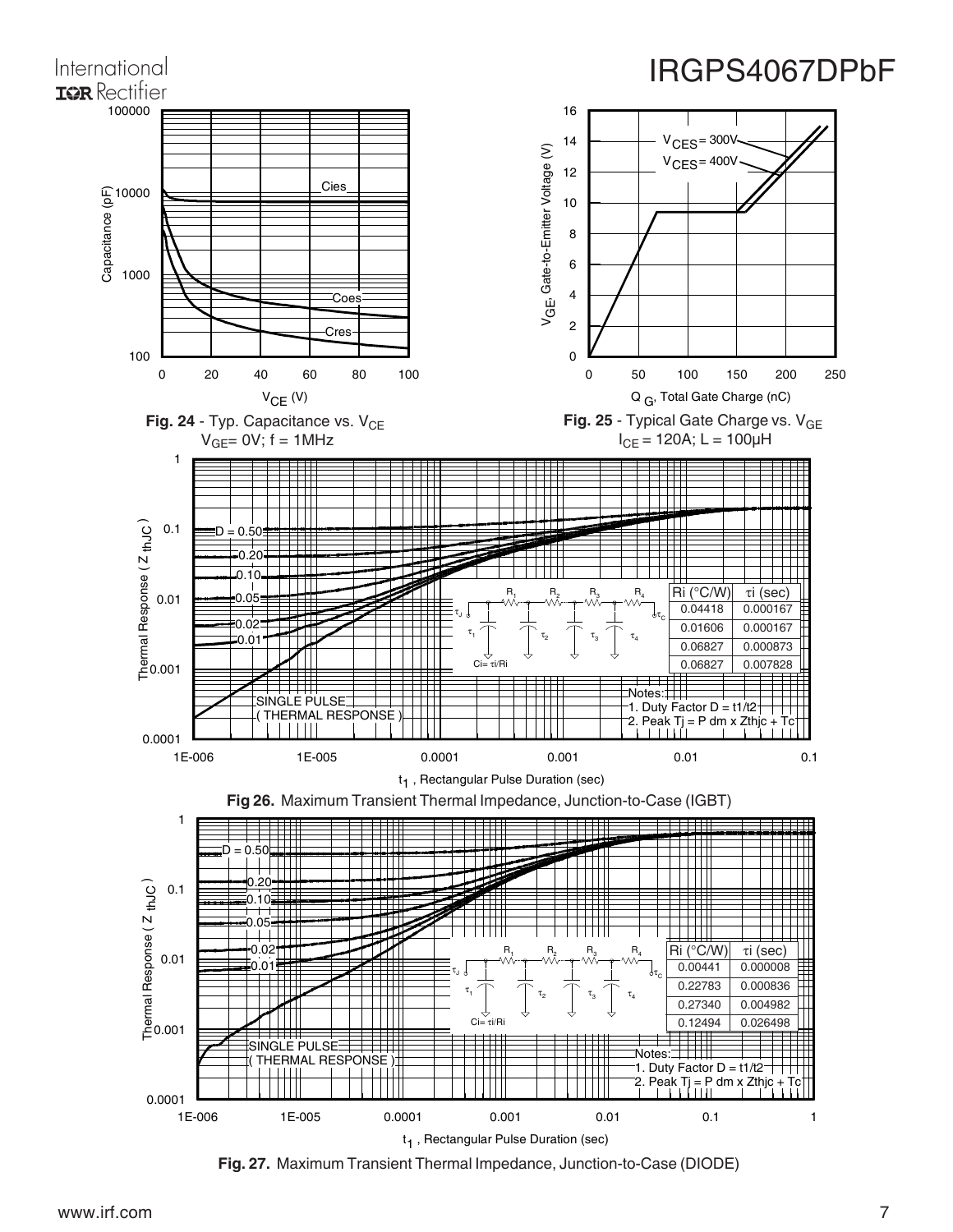Fig. 24 - Typ. Capacitance vs. $V_{CE}$
$V_{GE}$= 0V; f = 1MHz

Fig. 25 - Typical Gate Charge vs. $V_{GE}$
$I_{CE}$ = 120A; L = 100µH

| Ri (°C/W) | τi (sec) |
|---|---|
| 0.04418 | 0.000167 |
| 0.01606 | 0.000167 |
| 0.06827 | 0.000873 |
| 0.06827 | 0.007828 |

Ci= τi/Ri

Notes:
1. Duty Factor D = t1/t2
2. Peak Tj = P dm x Zthjc + Tc

**Fig 26.** Maximum Transient Thermal Impedance, Junction-to-Case (IGBT)

| Ri (°C/W) | τi (sec) |
|---|---|
| 0.00441 | 0.000008 |
| 0.22783 | 0.000836 |
| 0.27340 | 0.004982 |
| 0.12494 | 0.026498 |

Ci= τi/Ri

Notes:
1. Duty Factor D = t1/t2
2. Peak Tj = P dm x Zthjc + Tc

**Fig. 27.** Maximum Transient Thermal Impedance, Junction-to-Case (DIODE)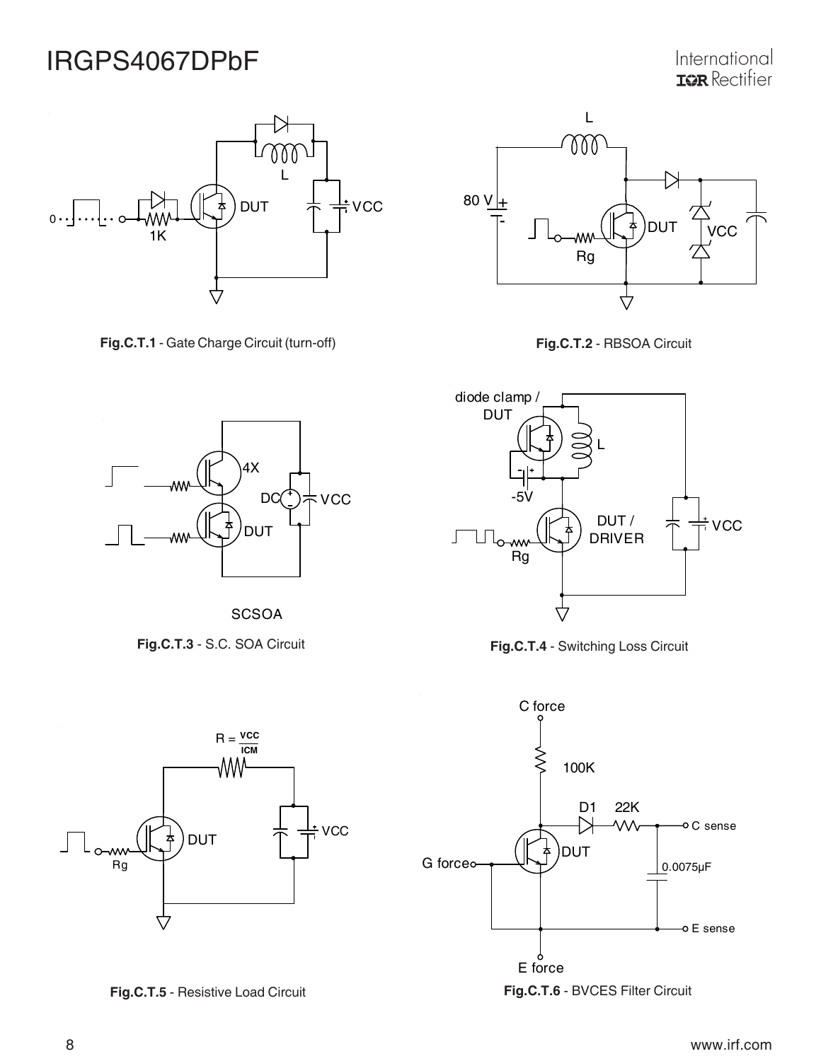DUT

L

VCC

1K

**Fig.C.T.1** - Gate Charge Circuit (turn-off)

L

80 V

DUT

VCC

Rg

**Fig.C.T.2** - RBSOA Circuit

4X

DC

VCC

DUT

SCSOA

**Fig.C.T.3** - S.C. SOA Circuit

diode clamp / DUT

L

-5V

DUT / DRIVER

VCC

Rg

**Fig.C.T.4** - Switching Loss Circuit

$R = \frac{VCC}{ICM}$

DUT

VCC

Rg

**Fig.C.T.5** - Resistive Load Circuit

C force

100K

D1 22K

C sense

G force

DUT

0.0075µF

E sense

E force

**Fig.C.T.6** - BVCES Filter Circuit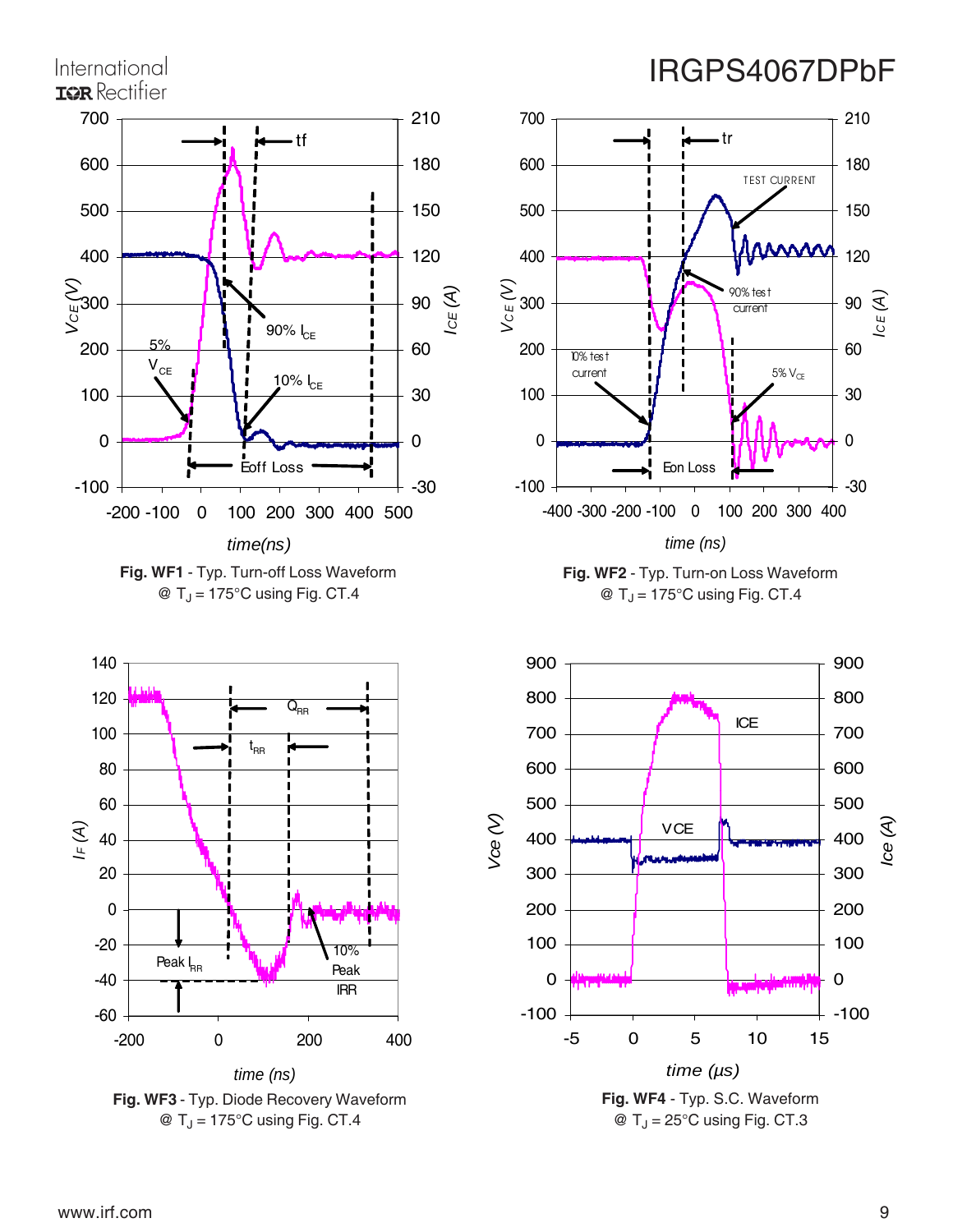**Fig. WF1** - Typ. Turn-off Loss Waveform @ $T_J$ = 175°C using Fig. CT.4

**Fig. WF2** - Typ. Turn-on Loss Waveform @ $T_J$ = 175°C using Fig. CT.4

**Fig. WF3** - Typ. Diode Recovery Waveform @ $T_J$ = 175°C using Fig. CT.4

**Fig. WF4** - Typ. S.C. Waveform @ $T_J$ = 25°C using Fig. CT.3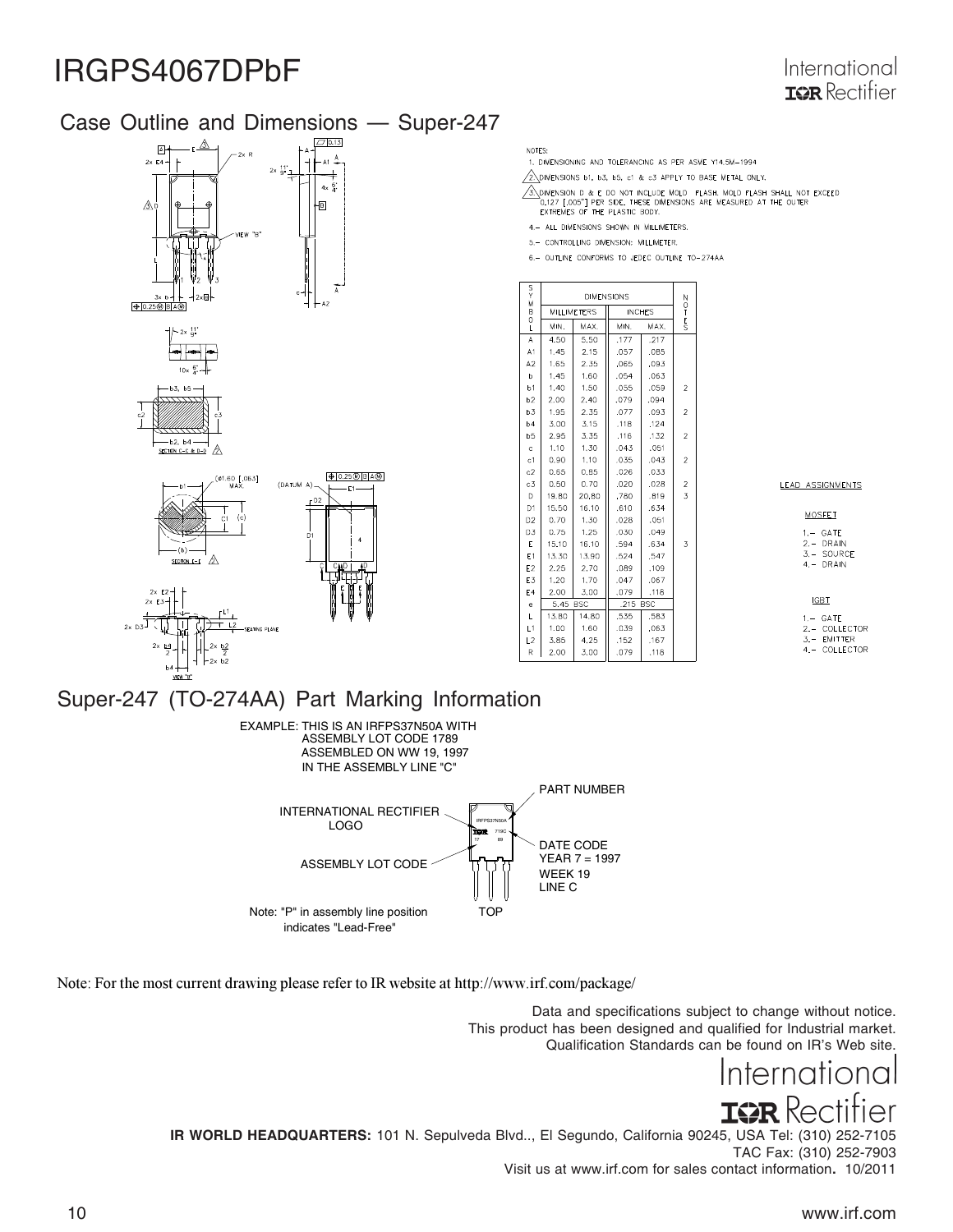## Case Outline and Dimensions — Super-247

NOTES:

1. DIMENSIONING AND TOLERANCING AS PER ASME Y14.5M-1994
2. DIMENSIONS b1, b3, b5, c1 & c3 APPLY TO BASE METAL ONLY.
3. DIMENSION D & E DO NOT INCLUDE MOLD FLASH. MOLD FLASH SHALL NOT EXCEED 0.127 [.005"] PER SIDE. THESE DIMENSIONS ARE MEASURED AT THE OUTER EXTREMES OF THE PLASTIC BODY.
4. ALL DIMENSIONS SHOWN IN MILLIMETERS.
5. CONTROLLING DIMENSION: MILLIMETER.
6. OUTLINE CONFORMS TO JEDEC OUTLINE TO-274AA

| SYMBOL | DIMENSIONS | | | | NOTES |
|---|---|---|---|---|---|
| | MILLIMETERS | | INCHES | | |
| | MIN. | MAX. | MIN. | MAX. | |
| A | 4.50 | 5.50 | .177 | .217 | |
| A1 | 1.45 | 2.15 | .057 | .085 | |
| A2 | 1.65 | 2.35 | .065 | .093 | |
| b | 1.45 | 1.60 | .054 | .063 | |
| b1 | 1.40 | 1.50 | .055 | .059 | 2 |
| b2 | 2.00 | 2.40 | .079 | .094 | |
| b3 | 1.95 | 2.35 | .077 | .093 | 2 |
| b4 | 3.00 | 3.15 | .118 | .124 | |
| b5 | 2.95 | 3.35 | .116 | .132 | 2 |
| c | 1.10 | 1.30 | .043 | .051 | |
| c1 | 0.90 | 1.10 | .035 | .043 | 2 |
| c2 | 0.65 | 0.85 | .026 | .033 | |
| c3 | 0.50 | 0.70 | .020 | .028 | 2 |
| D | 19.80 | 20.80 | .780 | .819 | 3 |
| D1 | 15.50 | 16.10 | .610 | .634 | |
| D2 | 0.70 | 1.30 | .028 | .051 | |
| D3 | 0.75 | 1.25 | .030 | .049 | |
| E | 15.10 | 16.10 | .594 | .634 | 3 |
| E1 | 13.30 | 13.90 | .524 | .547 | |
| E2 | 2.25 | 2.70 | .089 | .109 | |
| E3 | 1.20 | 1.70 | .047 | .067 | |
| E4 | 2.00 | 3.00 | .079 | .118 | |
| e | 5.45 BSC | | .215 BSC | | |
| L | 13.80 | 14.80 | .535 | .583 | |
| L1 | 1.00 | 1.60 | .039 | .063 | |
| L2 | 3.85 | 4.25 | .152 | .167 | |
| R | 2.00 | 3.00 | .079 | .118 | |

LEAD ASSIGNMENTS

MOSFET

1.- GATE
2.- DRAIN
3.- SOURCE
4.- DRAIN

IGBT

1.- GATE
2.- COLLECTOR
3.- EMITTER
4.- COLLECTOR

## Super-247 (TO-274AA) Part Marking Information

EXAMPLE: THIS IS AN IRFPS37N50A WITH ASSEMBLY LOT CODE 1789 ASSEMBLED ON WW 19, 1997 IN THE ASSEMBLY LINE "C"

PART NUMBER

INTERNATIONAL RECTIFIER LOGO

ASSEMBLY LOT CODE

DATE CODE
YEAR 7 = 1997
WEEK 19
LINE C

Note: "P" in assembly line position indicates "Lead-Free"

TOP

Note: For the most current drawing please refer to IR website at http://www.irf.com/package/

Data and specifications subject to change without notice.
This product has been designed and qualified for Industrial market.
Qualification Standards can be found on IR's Web site.

**IR WORLD HEADQUARTERS:** 101 N. Sepulveda Blvd.., El Segundo, California 90245, USA Tel: (310) 252-7105
TAC Fax: (310) 252-7903
Visit us at www.irf.com for sales contact information**.** 10/2011